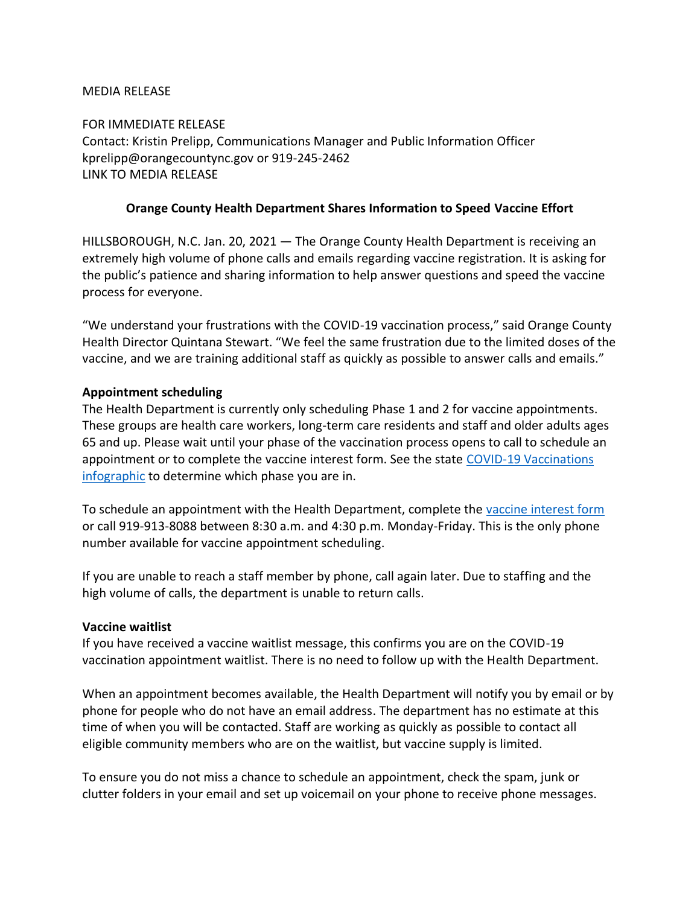MEDIA RELEASE

FOR IMMEDIATE RELEASE
Contact: Kristin Prelipp, Communications Manager and Public Information Officer
kprelipp@orangecountync.gov or 919-245-2462
LINK TO MEDIA RELEASE

# Orange County Health Department Shares Information to Speed Vaccine Effort

HILLSBOROUGH, N.C. Jan. 20, 2021 — The Orange County Health Department is receiving an extremely high volume of phone calls and emails regarding vaccine registration. It is asking for the public's patience and sharing information to help answer questions and speed the vaccine process for everyone.

"We understand your frustrations with the COVID-19 vaccination process," said Orange County Health Director Quintana Stewart. "We feel the same frustration due to the limited doses of the vaccine, and we are training additional staff as quickly as possible to answer calls and emails."

**Appointment scheduling**

The Health Department is currently only scheduling Phase 1 and 2 for vaccine appointments. These groups are health care workers, long-term care residents and staff and older adults ages 65 and up. Please wait until your phase of the vaccination process opens to call to schedule an appointment or to complete the vaccine interest form. See the state COVID-19 Vaccinations infographic to determine which phase you are in.

To schedule an appointment with the Health Department, complete the vaccine interest form or call 919-913-8088 between 8:30 a.m. and 4:30 p.m. Monday-Friday. This is the only phone number available for vaccine appointment scheduling.

If you are unable to reach a staff member by phone, call again later. Due to staffing and the high volume of calls, the department is unable to return calls.

**Vaccine waitlist**

If you have received a vaccine waitlist message, this confirms you are on the COVID-19 vaccination appointment waitlist. There is no need to follow up with the Health Department.

When an appointment becomes available, the Health Department will notify you by email or by phone for people who do not have an email address. The department has no estimate at this time of when you will be contacted. Staff are working as quickly as possible to contact all eligible community members who are on the waitlist, but vaccine supply is limited.

To ensure you do not miss a chance to schedule an appointment, check the spam, junk or clutter folders in your email and set up voicemail on your phone to receive phone messages.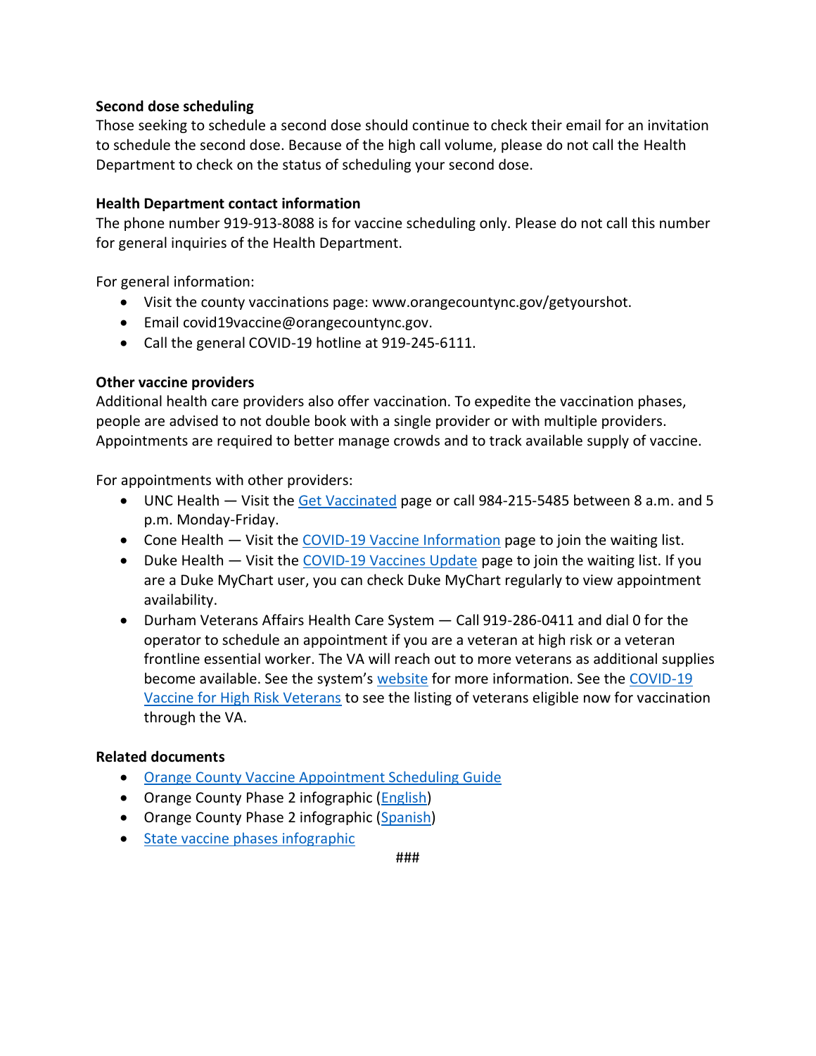**Second dose scheduling**

Those seeking to schedule a second dose should continue to check their email for an invitation to schedule the second dose. Because of the high call volume, please do not call the Health Department to check on the status of scheduling your second dose.

**Health Department contact information**

The phone number 919-913-8088 is for vaccine scheduling only. Please do not call this number for general inquiries of the Health Department.

For general information:

- Visit the county vaccinations page: www.orangecountync.gov/getyourshot.
- Email covid19vaccine@orangecountync.gov.
- Call the general COVID-19 hotline at 919-245-6111.

**Other vaccine providers**

Additional health care providers also offer vaccination. To expedite the vaccination phases, people are advised to not double book with a single provider or with multiple providers. Appointments are required to better manage crowds and to track available supply of vaccine.

For appointments with other providers:

- UNC Health — Visit the Get Vaccinated page or call 984-215-5485 between 8 a.m. and 5 p.m. Monday-Friday.
- Cone Health — Visit the COVID-19 Vaccine Information page to join the waiting list.
- Duke Health — Visit the COVID-19 Vaccines Update page to join the waiting list. If you are a Duke MyChart user, you can check Duke MyChart regularly to view appointment availability.
- Durham Veterans Affairs Health Care System — Call 919-286-0411 and dial 0 for the operator to schedule an appointment if you are a veteran at high risk or a veteran frontline essential worker. The VA will reach out to more veterans as additional supplies become available. See the system's website for more information. See the COVID-19 Vaccine for High Risk Veterans to see the listing of veterans eligible now for vaccination through the VA.

**Related documents**

- Orange County Vaccine Appointment Scheduling Guide
- Orange County Phase 2 infographic (English)
- Orange County Phase 2 infographic (Spanish)
- State vaccine phases infographic

###